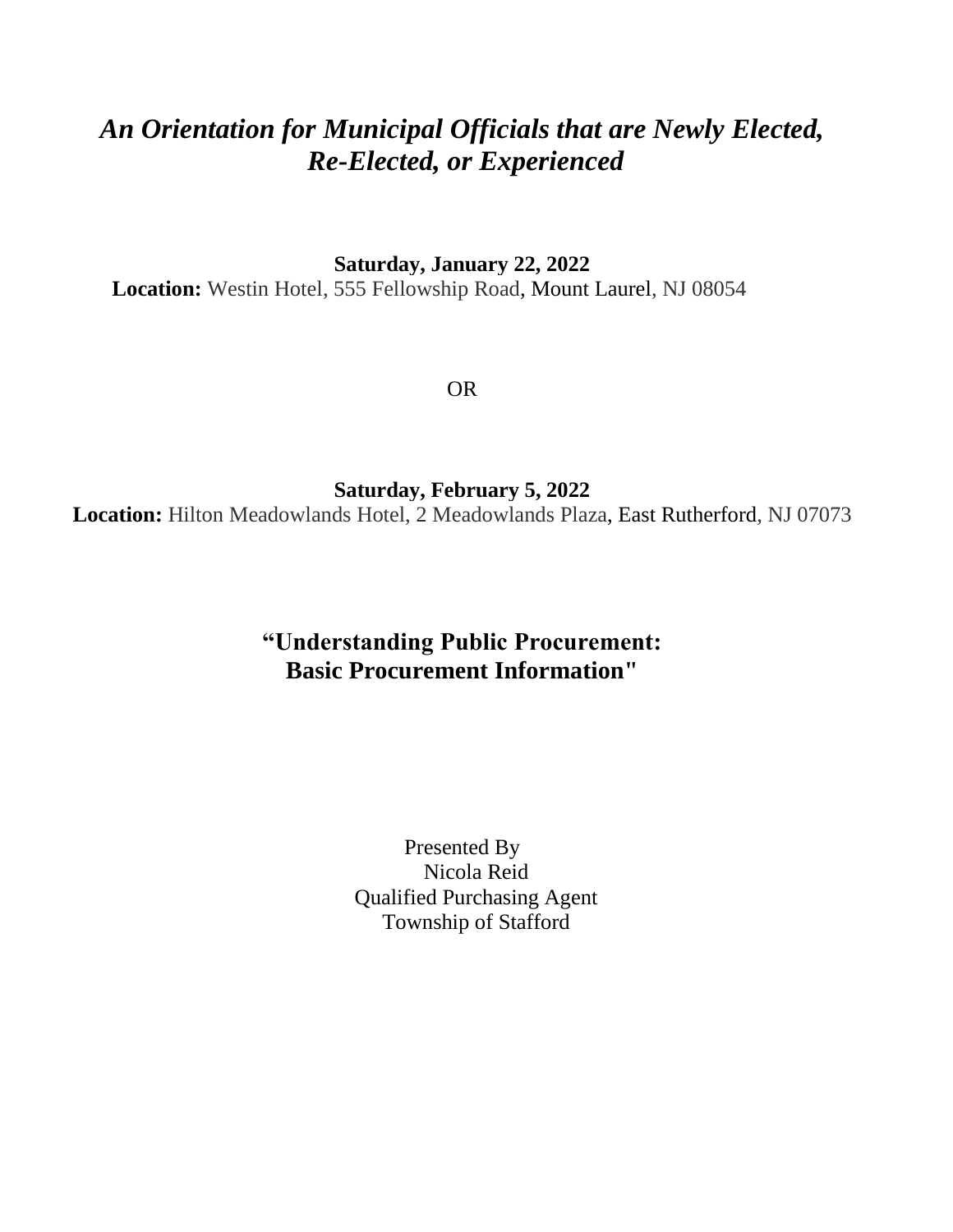# *An Orientation for Municipal Officials that are Newly Elected, Re-Elected, or Experienced*

**Saturday, January 22, 2022**

**Location:** Westin Hotel, 555 Fellowship Road, Mount Laurel, NJ 08054

OR

**Saturday, February 5, 2022**

**Location:** Hilton Meadowlands Hotel, 2 Meadowlands Plaza, East Rutherford, NJ 07073

## "Understanding Public Procurement: Basic Procurement Information"

Presented By
Nicola Reid
Qualified Purchasing Agent
Township of Stafford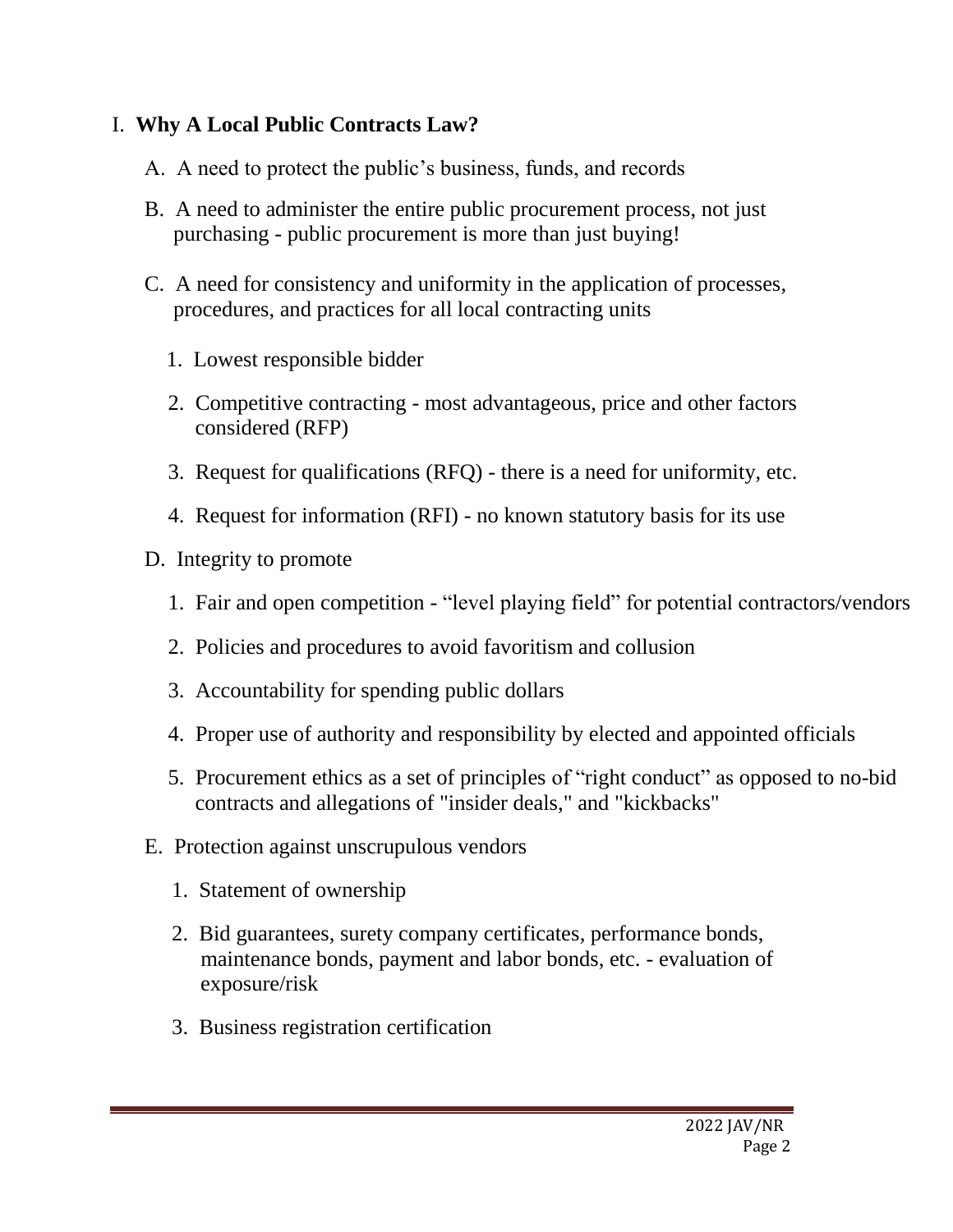## I. **Why A Local Public Contracts Law?**

A. A need to protect the public's business, funds, and records

B. A need to administer the entire public procurement process, not just purchasing - public procurement is more than just buying!

C. A need for consistency and uniformity in the application of processes, procedures, and practices for all local contracting units

1. Lowest responsible bidder
2. Competitive contracting - most advantageous, price and other factors considered (RFP)
3. Request for qualifications (RFQ) - there is a need for uniformity, etc.
4. Request for information (RFI) - no known statutory basis for its use

D. Integrity to promote

1. Fair and open competition - "level playing field" for potential contractors/vendors
2. Policies and procedures to avoid favoritism and collusion
3. Accountability for spending public dollars
4. Proper use of authority and responsibility by elected and appointed officials
5. Procurement ethics as a set of principles of "right conduct" as opposed to no-bid contracts and allegations of "insider deals," and "kickbacks"

E. Protection against unscrupulous vendors

1. Statement of ownership
2. Bid guarantees, surety company certificates, performance bonds, maintenance bonds, payment and labor bonds, etc. - evaluation of exposure/risk
3. Business registration certification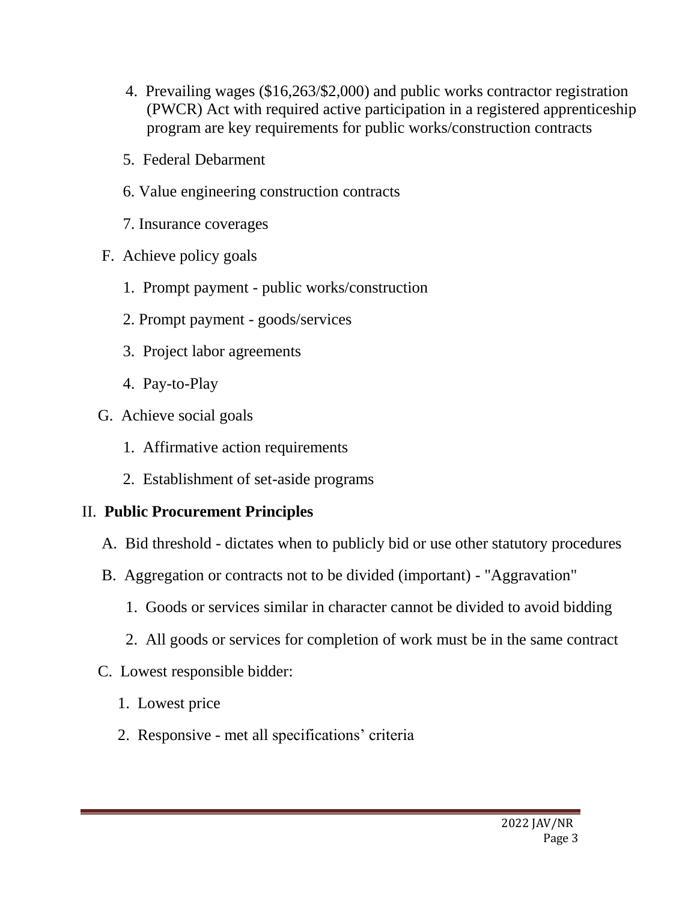4. Prevailing wages ($16,263/$2,000) and public works contractor registration (PWCR) Act with required active participation in a registered apprenticeship program are key requirements for public works/construction contracts
5. Federal Debarment
6. Value engineering construction contracts
7. Insurance coverages

F. Achieve policy goals

1. Prompt payment - public works/construction
2. Prompt payment - goods/services
3. Project labor agreements
4. Pay-to-Play

G. Achieve social goals

1. Affirmative action requirements
2. Establishment of set-aside programs

## II. **Public Procurement Principles**

A. Bid threshold - dictates when to publicly bid or use other statutory procedures

B. Aggregation or contracts not to be divided (important) - "Aggravation"

1. Goods or services similar in character cannot be divided to avoid bidding
2. All goods or services for completion of work must be in the same contract

C. Lowest responsible bidder:

1. Lowest price
2. Responsive - met all specifications' criteria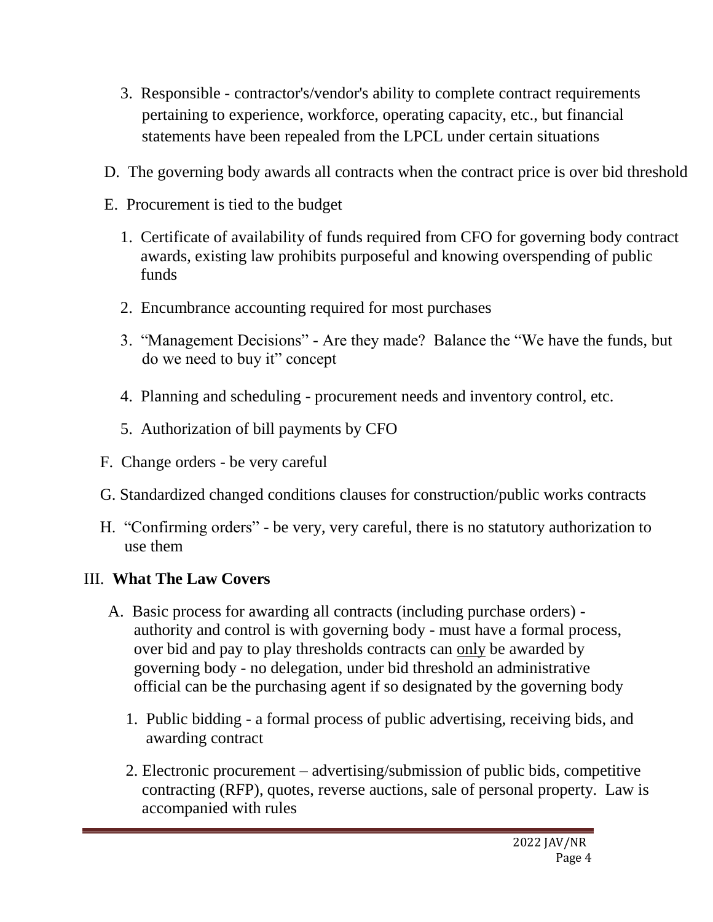3. Responsible - contractor's/vendor's ability to complete contract requirements pertaining to experience, workforce, operating capacity, etc., but financial statements have been repealed from the LPCL under certain situations

D. The governing body awards all contracts when the contract price is over bid threshold

E. Procurement is tied to the budget

1. Certificate of availability of funds required from CFO for governing body contract awards, existing law prohibits purposeful and knowing overspending of public funds
2. Encumbrance accounting required for most purchases
3. "Management Decisions" - Are they made? Balance the "We have the funds, but do we need to buy it" concept
4. Planning and scheduling - procurement needs and inventory control, etc.
5. Authorization of bill payments by CFO

F. Change orders - be very careful

G. Standardized changed conditions clauses for construction/public works contracts

H. "Confirming orders" - be very, very careful, there is no statutory authorization to use them

## III. **What The Law Covers**

A. Basic process for awarding all contracts (including purchase orders) - authority and control is with governing body - must have a formal process, over bid and pay to play thresholds contracts can <u>only</u> be awarded by governing body - no delegation, under bid threshold an administrative official can be the purchasing agent if so designated by the governing body

1. Public bidding - a formal process of public advertising, receiving bids, and awarding contract
2. Electronic procurement – advertising/submission of public bids, competitive contracting (RFP), quotes, reverse auctions, sale of personal property. Law is accompanied with rules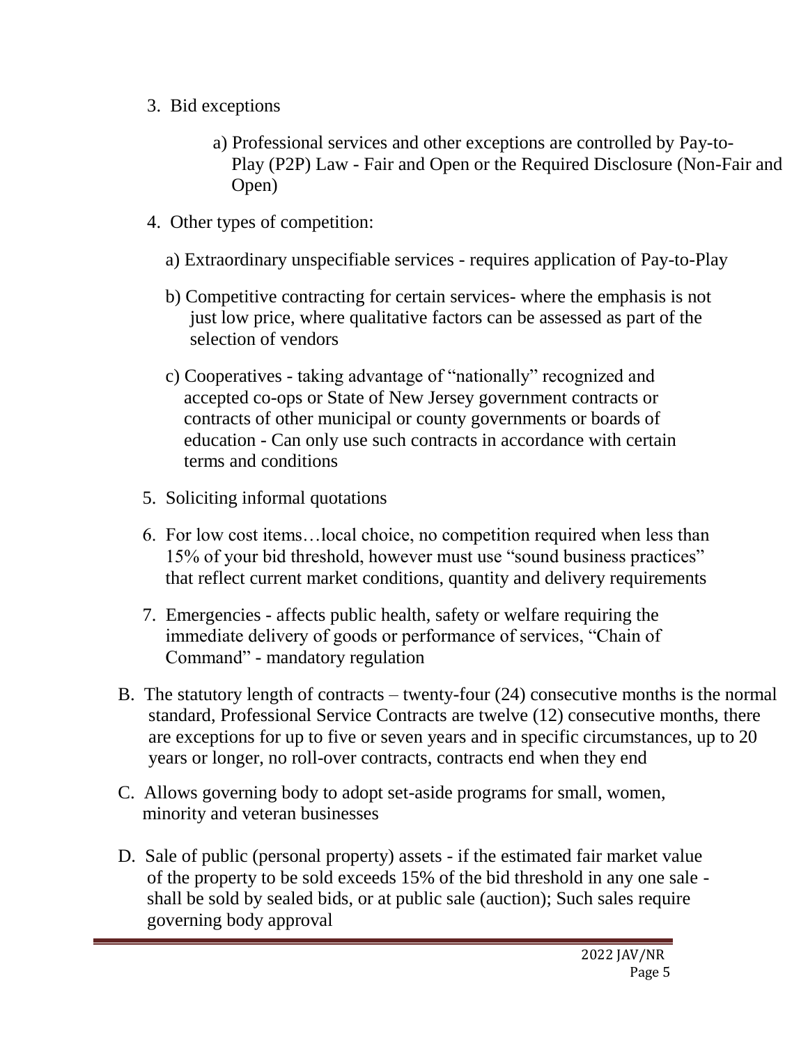3. Bid exceptions

    a) Professional services and other exceptions are controlled by Pay-to-Play (P2P) Law - Fair and Open or the Required Disclosure (Non-Fair and Open)

4. Other types of competition:

    a) Extraordinary unspecifiable services - requires application of Pay-to-Play

    b) Competitive contracting for certain services- where the emphasis is not just low price, where qualitative factors can be assessed as part of the selection of vendors

    c) Cooperatives - taking advantage of "nationally" recognized and accepted co-ops or State of New Jersey government contracts or contracts of other municipal or county governments or boards of education - Can only use such contracts in accordance with certain terms and conditions

5. Soliciting informal quotations

6. For low cost items…local choice, no competition required when less than 15% of your bid threshold, however must use "sound business practices" that reflect current market conditions, quantity and delivery requirements

7. Emergencies - affects public health, safety or welfare requiring the immediate delivery of goods or performance of services, "Chain of Command" - mandatory regulation

B. The statutory length of contracts – twenty-four (24) consecutive months is the normal standard, Professional Service Contracts are twelve (12) consecutive months, there are exceptions for up to five or seven years and in specific circumstances, up to 20 years or longer, no roll-over contracts, contracts end when they end

C. Allows governing body to adopt set-aside programs for small, women, minority and veteran businesses

D. Sale of public (personal property) assets - if the estimated fair market value of the property to be sold exceeds 15% of the bid threshold in any one sale - shall be sold by sealed bids, or at public sale (auction); Such sales require governing body approval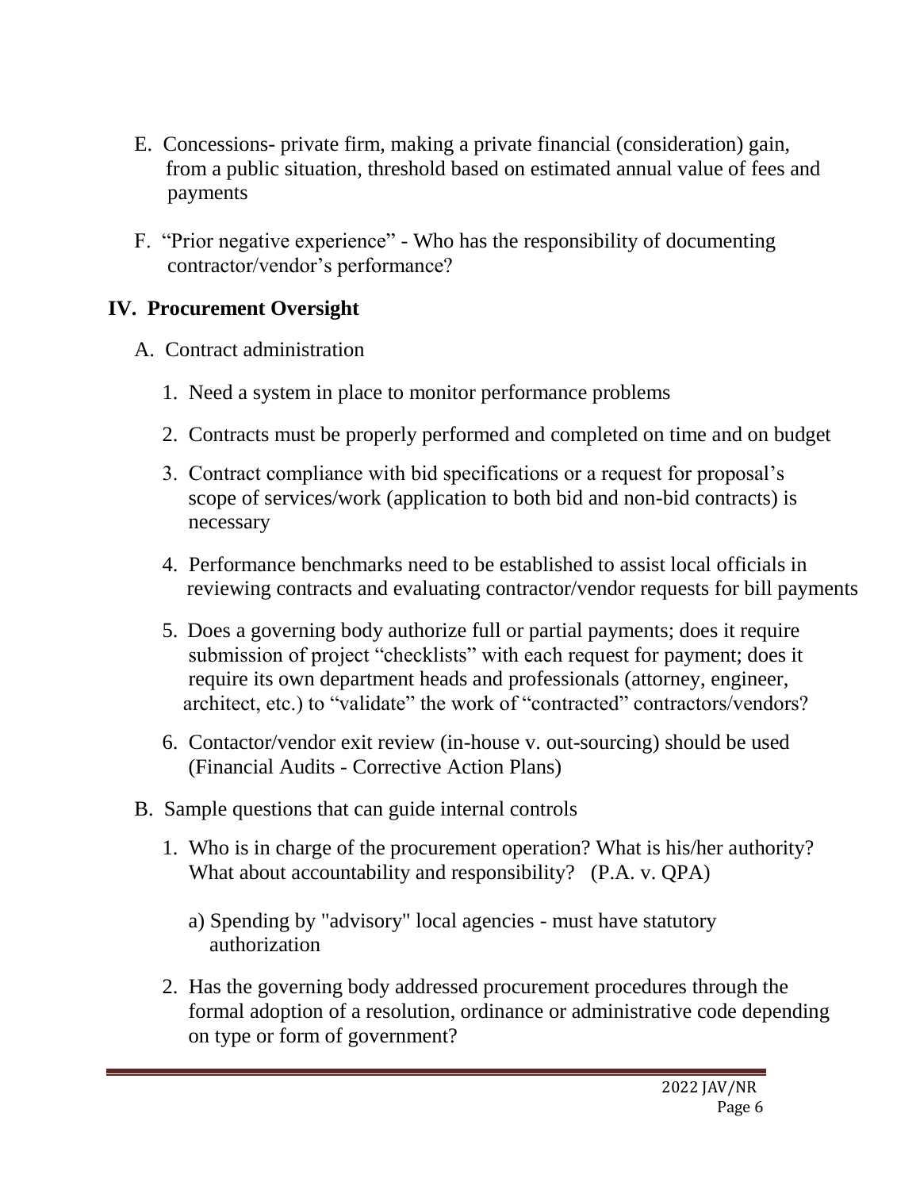E. Concessions- private firm, making a private financial (consideration) gain, from a public situation, threshold based on estimated annual value of fees and payments

F. "Prior negative experience" - Who has the responsibility of documenting contractor/vendor's performance?

## IV. Procurement Oversight

A. Contract administration

1. Need a system in place to monitor performance problems
2. Contracts must be properly performed and completed on time and on budget
3. Contract compliance with bid specifications or a request for proposal's scope of services/work (application to both bid and non-bid contracts) is necessary
4. Performance benchmarks need to be established to assist local officials in reviewing contracts and evaluating contractor/vendor requests for bill payments
5. Does a governing body authorize full or partial payments; does it require submission of project "checklists" with each request for payment; does it require its own department heads and professionals (attorney, engineer, architect, etc.) to "validate" the work of "contracted" contractors/vendors?
6. Contactor/vendor exit review (in-house v. out-sourcing) should be used (Financial Audits - Corrective Action Plans)

B. Sample questions that can guide internal controls

1. Who is in charge of the procurement operation? What is his/her authority? What about accountability and responsibility? (P.A. v. QPA)

   a) Spending by "advisory" local agencies - must have statutory authorization

2. Has the governing body addressed procurement procedures through the formal adoption of a resolution, ordinance or administrative code depending on type or form of government?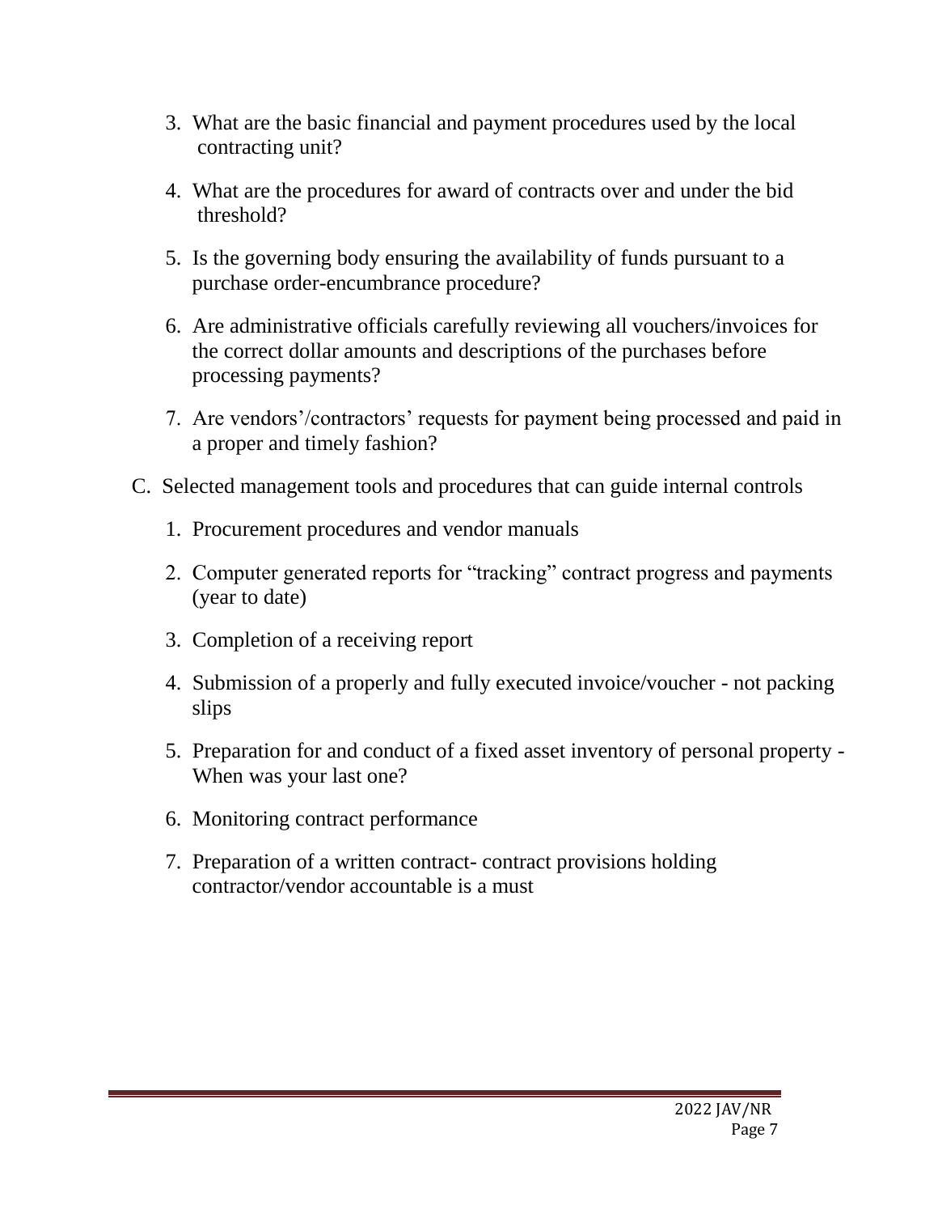3. What are the basic financial and payment procedures used by the local contracting unit?

4. What are the procedures for award of contracts over and under the bid threshold?

5. Is the governing body ensuring the availability of funds pursuant to a purchase order-encumbrance procedure?

6. Are administrative officials carefully reviewing all vouchers/invoices for the correct dollar amounts and descriptions of the purchases before processing payments?

7. Are vendors'/contractors' requests for payment being processed and paid in a proper and timely fashion?

C. Selected management tools and procedures that can guide internal controls

   1. Procurement procedures and vendor manuals

   2. Computer generated reports for "tracking" contract progress and payments (year to date)

   3. Completion of a receiving report

   4. Submission of a properly and fully executed invoice/voucher - not packing slips

   5. Preparation for and conduct of a fixed asset inventory of personal property - When was your last one?

   6. Monitoring contract performance

   7. Preparation of a written contract- contract provisions holding contractor/vendor accountable is a must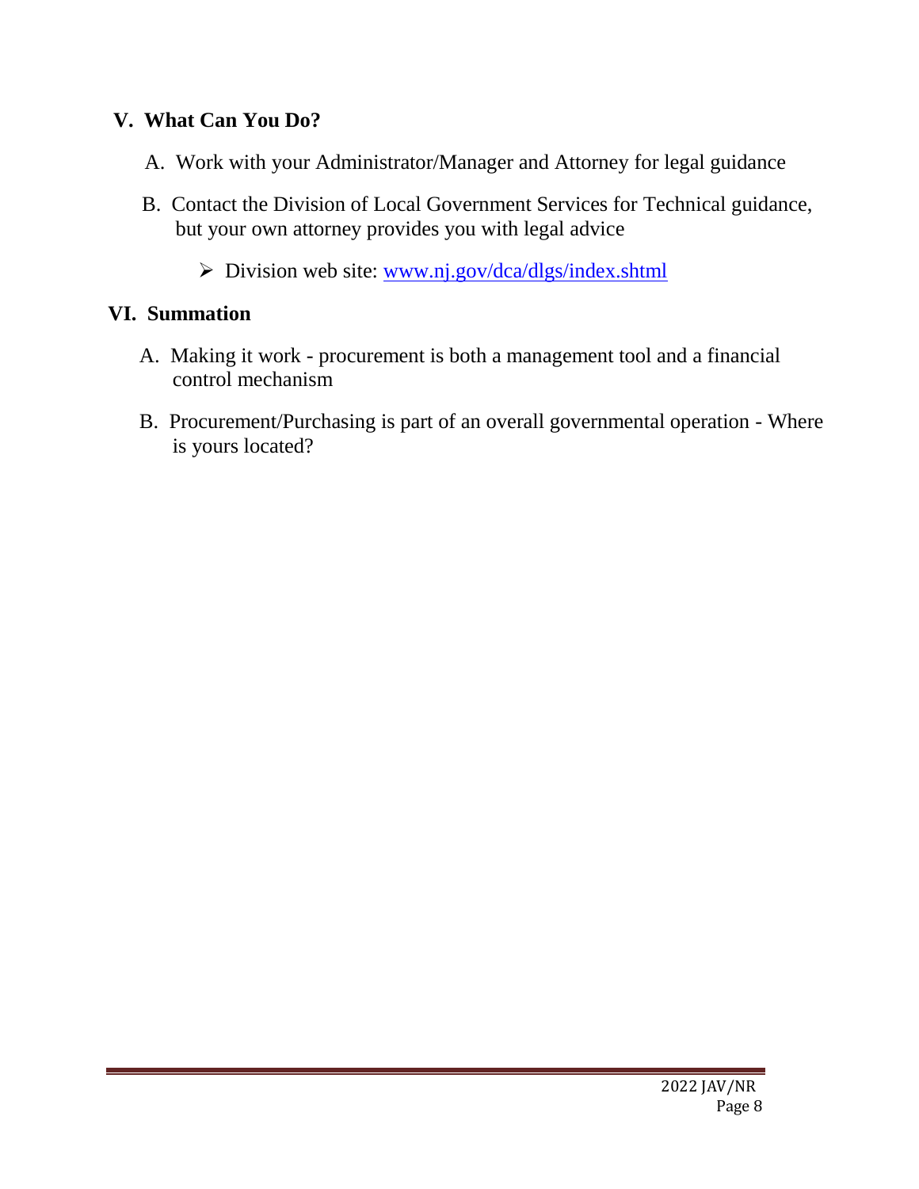## V. What Can You Do?

A. Work with your Administrator/Manager and Attorney for legal guidance

B. Contact the Division of Local Government Services for Technical guidance, but your own attorney provides you with legal advice

- Division web site: [www.nj.gov/dca/dlgs/index.shtml](www.nj.gov/dca/dlgs/index.shtml)

## VI. Summation

A. Making it work - procurement is both a management tool and a financial control mechanism

B. Procurement/Purchasing is part of an overall governmental operation - Where is yours located?